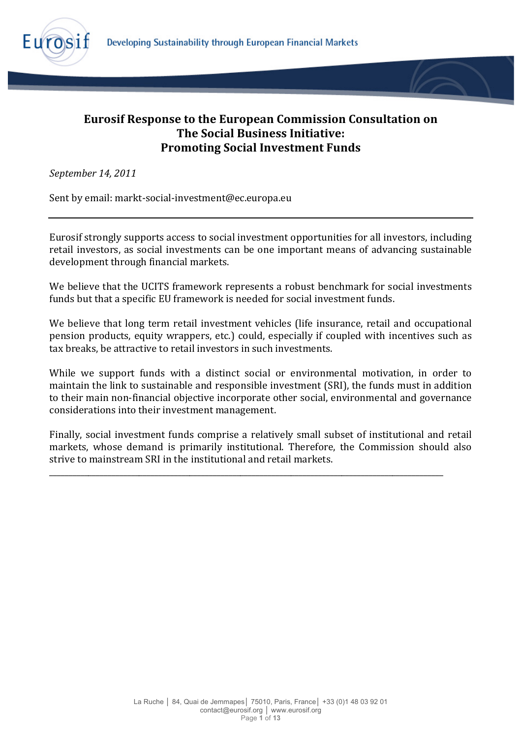# Eurosif Response to the European Commission Consultation on The Social Business Initiative: Promoting Social Investment Funds

*September 14, 2011*

Sent by email: markt-social-investment@ec.europa.eu

---

Eurosif strongly supports access to social investment opportunities for all investors, including retail investors, as social investments can be one important means of advancing sustainable development through financial markets.

We believe that the UCITS framework represents a robust benchmark for social investments funds but that a specific EU framework is needed for social investment funds.

We believe that long term retail investment vehicles (life insurance, retail and occupational pension products, equity wrappers, etc.) could, especially if coupled with incentives such as tax breaks, be attractive to retail investors in such investments.

While we support funds with a distinct social or environmental motivation, in order to maintain the link to sustainable and responsible investment (SRI), the funds must in addition to their main non-financial objective incorporate other social, environmental and governance considerations into their investment management.

Finally, social investment funds comprise a relatively small subset of institutional and retail markets, whose demand is primarily institutional. Therefore, the Commission should also strive to mainstream SRI in the institutional and retail markets.

---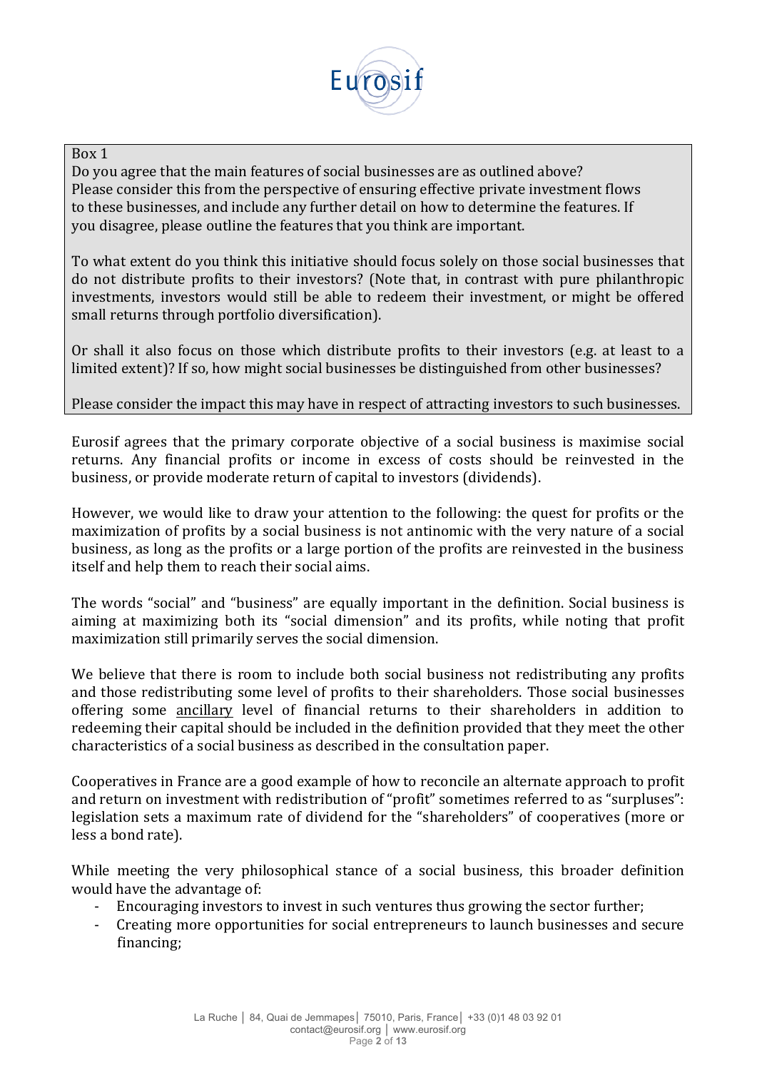> Box 1
>
> Do you agree that the main features of social businesses are as outlined above? Please consider this from the perspective of ensuring effective private investment flows to these businesses, and include any further detail on how to determine the features. If you disagree, please outline the features that you think are important.
>
> To what extent do you think this initiative should focus solely on those social businesses that do not distribute profits to their investors? (Note that, in contrast with pure philanthropic investments, investors would still be able to redeem their investment, or might be offered small returns through portfolio diversification).
>
> Or shall it also focus on those which distribute profits to their investors (e.g. at least to a limited extent)? If so, how might social businesses be distinguished from other businesses?
>
> Please consider the impact this may have in respect of attracting investors to such businesses.

Eurosif agrees that the primary corporate objective of a social business is maximise social returns. Any financial profits or income in excess of costs should be reinvested in the business, or provide moderate return of capital to investors (dividends).

However, we would like to draw your attention to the following: the quest for profits or the maximization of profits by a social business is not antinomic with the very nature of a social business, as long as the profits or a large portion of the profits are reinvested in the business itself and help them to reach their social aims.

The words "social" and "business" are equally important in the definition. Social business is aiming at maximizing both its "social dimension" and its profits, while noting that profit maximization still primarily serves the social dimension.

We believe that there is room to include both social business not redistributing any profits and those redistributing some level of profits to their shareholders. Those social businesses offering some ancillary level of financial returns to their shareholders in addition to redeeming their capital should be included in the definition provided that they meet the other characteristics of a social business as described in the consultation paper.

Cooperatives in France are a good example of how to reconcile an alternate approach to profit and return on investment with redistribution of "profit" sometimes referred to as "surpluses": legislation sets a maximum rate of dividend for the "shareholders" of cooperatives (more or less a bond rate).

While meeting the very philosophical stance of a social business, this broader definition would have the advantage of:

- Encouraging investors to invest in such ventures thus growing the sector further;
- Creating more opportunities for social entrepreneurs to launch businesses and secure financing;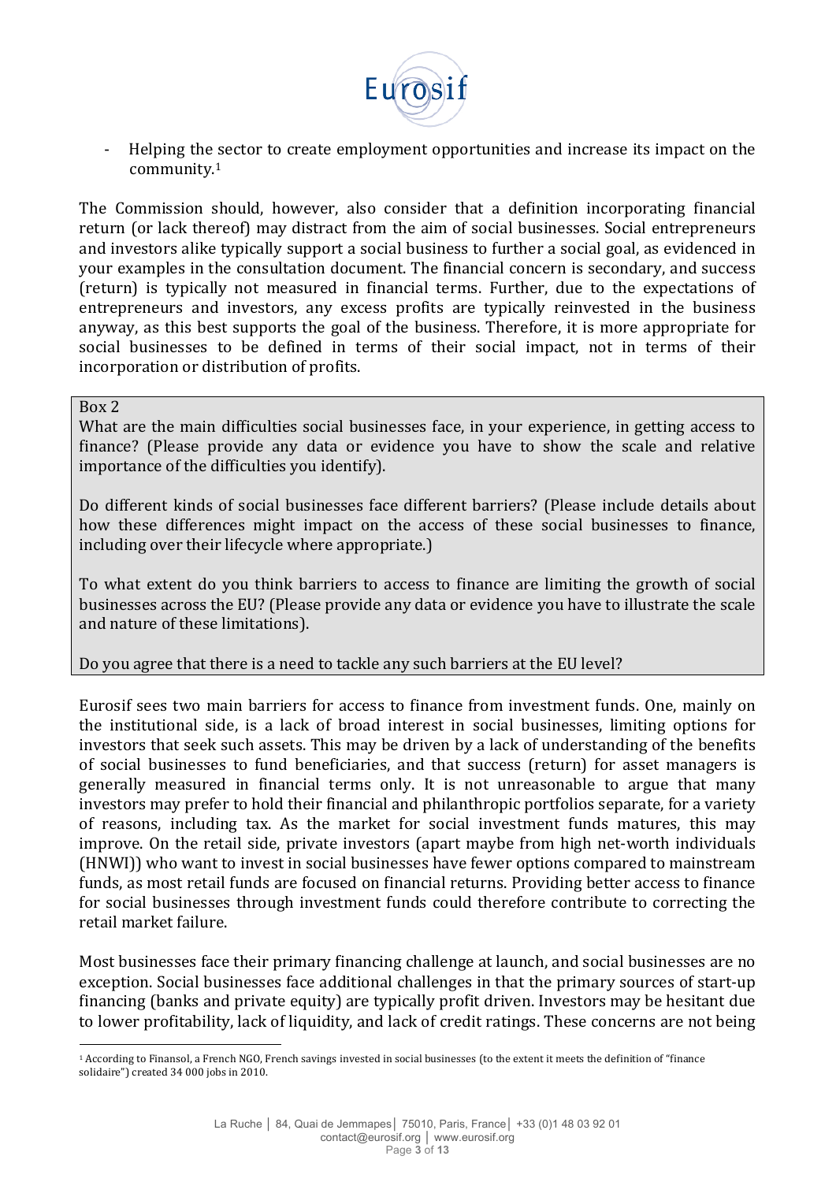- Helping the sector to create employment opportunities and increase its impact on the community.[1]

The Commission should, however, also consider that a definition incorporating financial return (or lack thereof) may distract from the aim of social businesses. Social entrepreneurs and investors alike typically support a social business to further a social goal, as evidenced in your examples in the consultation document. The financial concern is secondary, and success (return) is typically not measured in financial terms. Further, due to the expectations of entrepreneurs and investors, any excess profits are typically reinvested in the business anyway, as this best supports the goal of the business. Therefore, it is more appropriate for social businesses to be defined in terms of their social impact, not in terms of their incorporation or distribution of profits.

> Box 2
>
> What are the main difficulties social businesses face, in your experience, in getting access to finance? (Please provide any data or evidence you have to show the scale and relative importance of the difficulties you identify).
>
> Do different kinds of social businesses face different barriers? (Please include details about how these differences might impact on the access of these social businesses to finance, including over their lifecycle where appropriate.)
>
> To what extent do you think barriers to access to finance are limiting the growth of social businesses across the EU? (Please provide any data or evidence you have to illustrate the scale and nature of these limitations).
>
> Do you agree that there is a need to tackle any such barriers at the EU level?

Eurosif sees two main barriers for access to finance from investment funds. One, mainly on the institutional side, is a lack of broad interest in social businesses, limiting options for investors that seek such assets. This may be driven by a lack of understanding of the benefits of social businesses to fund beneficiaries, and that success (return) for asset managers is generally measured in financial terms only. It is not unreasonable to argue that many investors may prefer to hold their financial and philanthropic portfolios separate, for a variety of reasons, including tax. As the market for social investment funds matures, this may improve. On the retail side, private investors (apart maybe from high net-worth individuals (HNWI)) who want to invest in social businesses have fewer options compared to mainstream funds, as most retail funds are focused on financial returns. Providing better access to finance for social businesses through investment funds could therefore contribute to correcting the retail market failure.

Most businesses face their primary financing challenge at launch, and social businesses are no exception. Social businesses face additional challenges in that the primary sources of start-up financing (banks and private equity) are typically profit driven. Investors may be hesitant due to lower profitability, lack of liquidity, and lack of credit ratings. These concerns are not being

[1] According to Finansol, a French NGO, French savings invested in social businesses (to the extent it meets the definition of "finance solidaire") created 34 000 jobs in 2010.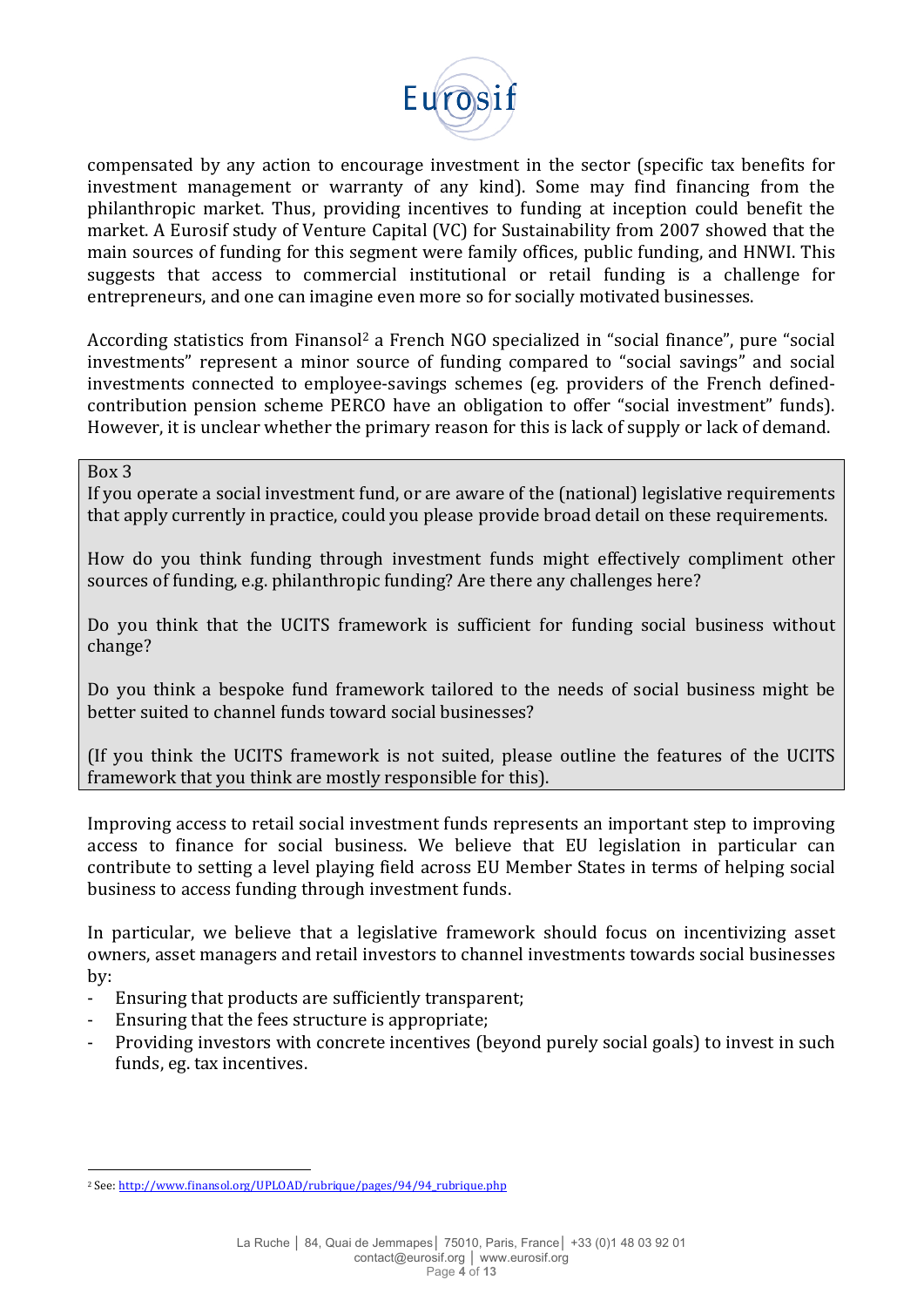compensated by any action to encourage investment in the sector (specific tax benefits for investment management or warranty of any kind). Some may find financing from the philanthropic market. Thus, providing incentives to funding at inception could benefit the market. A Eurosif study of Venture Capital (VC) for Sustainability from 2007 showed that the main sources of funding for this segment were family offices, public funding, and HNWI. This suggests that access to commercial institutional or retail funding is a challenge for entrepreneurs, and one can imagine even more so for socially motivated businesses.

According statistics from Finansol[2] a French NGO specialized in "social finance", pure "social investments" represent a minor source of funding compared to "social savings" and social investments connected to employee-savings schemes (eg. providers of the French defined-contribution pension scheme PERCO have an obligation to offer "social investment" funds). However, it is unclear whether the primary reason for this is lack of supply or lack of demand.

> Box 3
>
> If you operate a social investment fund, or are aware of the (national) legislative requirements that apply currently in practice, could you please provide broad detail on these requirements.
>
> How do you think funding through investment funds might effectively compliment other sources of funding, e.g. philanthropic funding? Are there any challenges here?
>
> Do you think that the UCITS framework is sufficient for funding social business without change?
>
> Do you think a bespoke fund framework tailored to the needs of social business might be better suited to channel funds toward social businesses?
>
> (If you think the UCITS framework is not suited, please outline the features of the UCITS framework that you think are mostly responsible for this).

Improving access to retail social investment funds represents an important step to improving access to finance for social business. We believe that EU legislation in particular can contribute to setting a level playing field across EU Member States in terms of helping social business to access funding through investment funds.

In particular, we believe that a legislative framework should focus on incentivizing asset owners, asset managers and retail investors to channel investments towards social businesses by:

- Ensuring that products are sufficiently transparent;
- Ensuring that the fees structure is appropriate;
- Providing investors with concrete incentives (beyond purely social goals) to invest in such funds, eg. tax incentives.

[2] See: http://www.finansol.org/UPLOAD/rubrique/pages/94/94_rubrique.php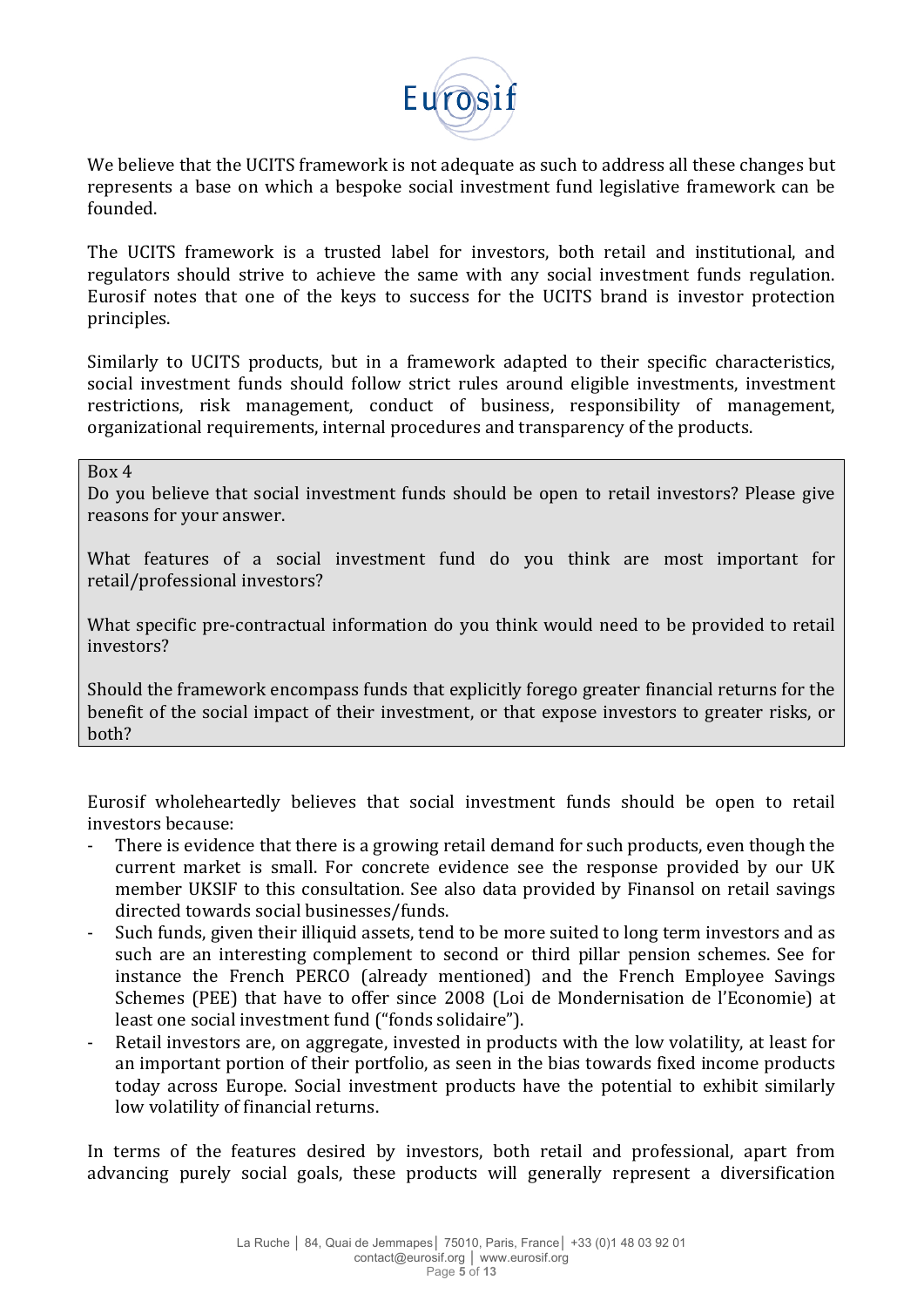We believe that the UCITS framework is not adequate as such to address all these changes but represents a base on which a bespoke social investment fund legislative framework can be founded.

The UCITS framework is a trusted label for investors, both retail and institutional, and regulators should strive to achieve the same with any social investment funds regulation. Eurosif notes that one of the keys to success for the UCITS brand is investor protection principles.

Similarly to UCITS products, but in a framework adapted to their specific characteristics, social investment funds should follow strict rules around eligible investments, investment restrictions, risk management, conduct of business, responsibility of management, organizational requirements, internal procedures and transparency of the products.

> Box 4
>
> Do you believe that social investment funds should be open to retail investors? Please give reasons for your answer.
>
> What features of a social investment fund do you think are most important for retail/professional investors?
>
> What specific pre-contractual information do you think would need to be provided to retail investors?
>
> Should the framework encompass funds that explicitly forego greater financial returns for the benefit of the social impact of their investment, or that expose investors to greater risks, or both?

Eurosif wholeheartedly believes that social investment funds should be open to retail investors because:

- There is evidence that there is a growing retail demand for such products, even though the current market is small. For concrete evidence see the response provided by our UK member UKSIF to this consultation. See also data provided by Finansol on retail savings directed towards social businesses/funds.
- Such funds, given their illiquid assets, tend to be more suited to long term investors and as such are an interesting complement to second or third pillar pension schemes. See for instance the French PERCO (already mentioned) and the French Employee Savings Schemes (PEE) that have to offer since 2008 (Loi de Mondernisation de l'Economie) at least one social investment fund ("fonds solidaire").
- Retail investors are, on aggregate, invested in products with the low volatility, at least for an important portion of their portfolio, as seen in the bias towards fixed income products today across Europe. Social investment products have the potential to exhibit similarly low volatility of financial returns.

In terms of the features desired by investors, both retail and professional, apart from advancing purely social goals, these products will generally represent a diversification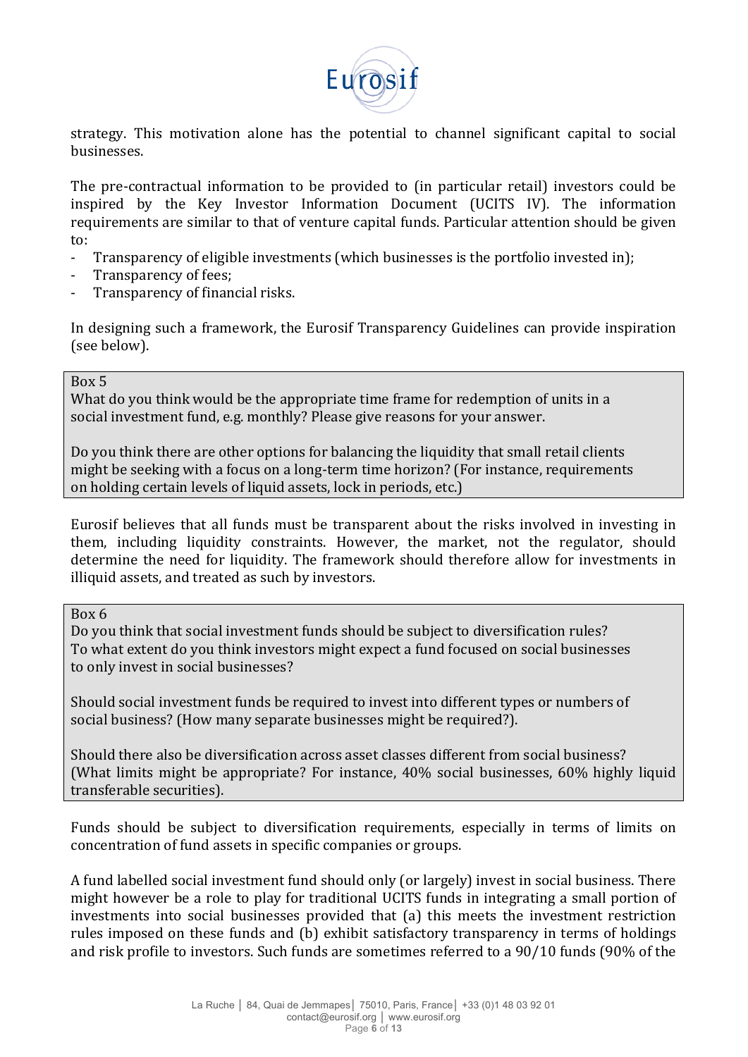strategy. This motivation alone has the potential to channel significant capital to social businesses.

The pre-contractual information to be provided to (in particular retail) investors could be inspired by the Key Investor Information Document (UCITS IV). The information requirements are similar to that of venture capital funds. Particular attention should be given to:

- Transparency of eligible investments (which businesses is the portfolio invested in);
- Transparency of fees;
- Transparency of financial risks.

In designing such a framework, the Eurosif Transparency Guidelines can provide inspiration (see below).

> Box 5
>
> What do you think would be the appropriate time frame for redemption of units in a social investment fund, e.g. monthly? Please give reasons for your answer.
>
> Do you think there are other options for balancing the liquidity that small retail clients might be seeking with a focus on a long-term time horizon? (For instance, requirements on holding certain levels of liquid assets, lock in periods, etc.)

Eurosif believes that all funds must be transparent about the risks involved in investing in them, including liquidity constraints. However, the market, not the regulator, should determine the need for liquidity. The framework should therefore allow for investments in illiquid assets, and treated as such by investors.

> Box 6
>
> Do you think that social investment funds should be subject to diversification rules? To what extent do you think investors might expect a fund focused on social businesses to only invest in social businesses?
>
> Should social investment funds be required to invest into different types or numbers of social business? (How many separate businesses might be required?).
>
> Should there also be diversification across asset classes different from social business? (What limits might be appropriate? For instance, 40% social businesses, 60% highly liquid transferable securities).

Funds should be subject to diversification requirements, especially in terms of limits on concentration of fund assets in specific companies or groups.

A fund labelled social investment fund should only (or largely) invest in social business. There might however be a role to play for traditional UCITS funds in integrating a small portion of investments into social businesses provided that (a) this meets the investment restriction rules imposed on these funds and (b) exhibit satisfactory transparency in terms of holdings and risk profile to investors. Such funds are sometimes referred to a 90/10 funds (90% of the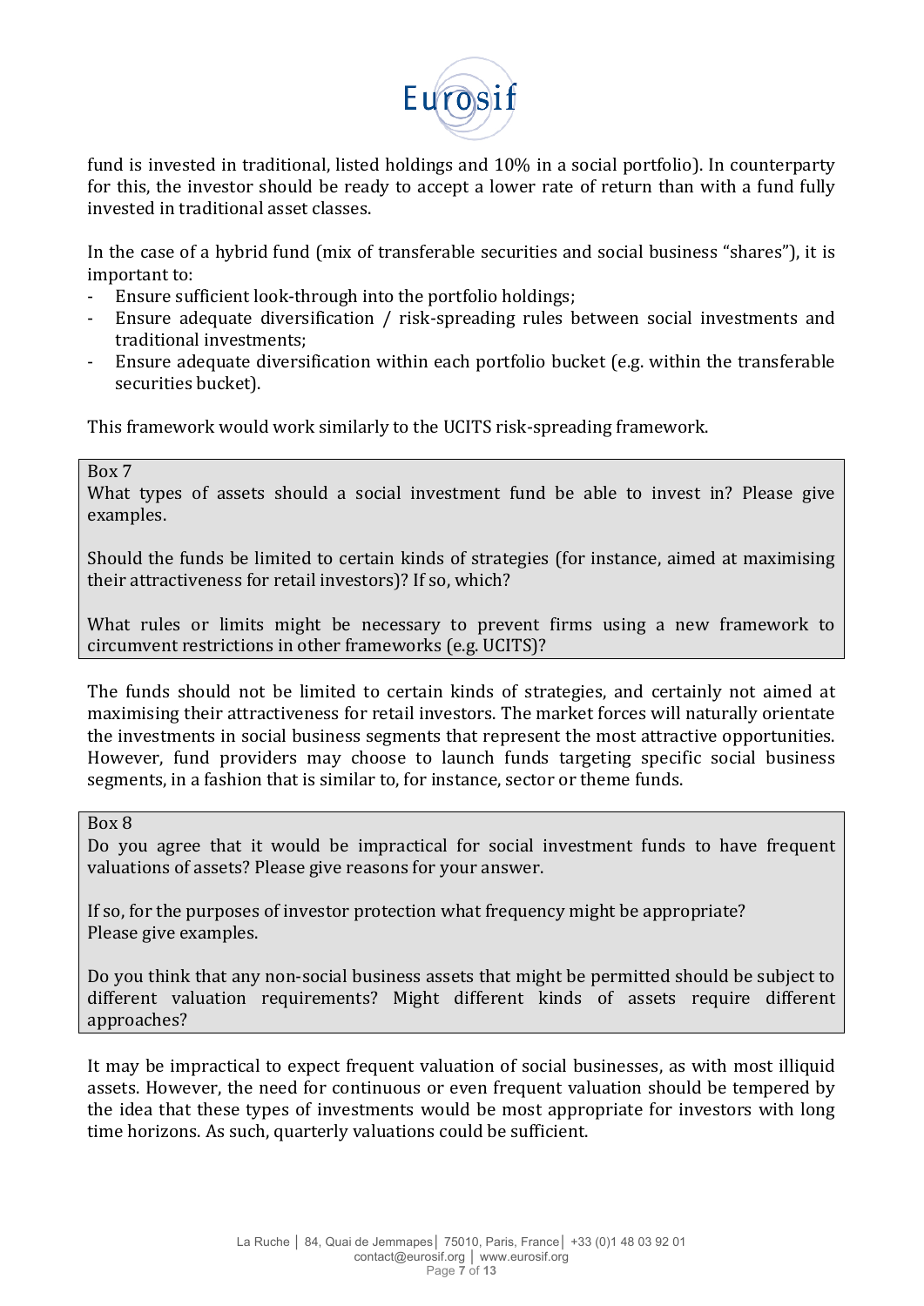fund is invested in traditional, listed holdings and 10% in a social portfolio). In counterparty for this, the investor should be ready to accept a lower rate of return than with a fund fully invested in traditional asset classes.

In the case of a hybrid fund (mix of transferable securities and social business "shares"), it is important to:

- Ensure sufficient look-through into the portfolio holdings;
- Ensure adequate diversification / risk-spreading rules between social investments and traditional investments;
- Ensure adequate diversification within each portfolio bucket (e.g. within the transferable securities bucket).

This framework would work similarly to the UCITS risk-spreading framework.

> Box 7
>
> What types of assets should a social investment fund be able to invest in? Please give examples.
>
> Should the funds be limited to certain kinds of strategies (for instance, aimed at maximising their attractiveness for retail investors)? If so, which?
>
> What rules or limits might be necessary to prevent firms using a new framework to circumvent restrictions in other frameworks (e.g. UCITS)?

The funds should not be limited to certain kinds of strategies, and certainly not aimed at maximising their attractiveness for retail investors. The market forces will naturally orientate the investments in social business segments that represent the most attractive opportunities. However, fund providers may choose to launch funds targeting specific social business segments, in a fashion that is similar to, for instance, sector or theme funds.

> Box 8
>
> Do you agree that it would be impractical for social investment funds to have frequent valuations of assets? Please give reasons for your answer.
>
> If so, for the purposes of investor protection what frequency might be appropriate? Please give examples.
>
> Do you think that any non-social business assets that might be permitted should be subject to different valuation requirements? Might different kinds of assets require different approaches?

It may be impractical to expect frequent valuation of social businesses, as with most illiquid assets. However, the need for continuous or even frequent valuation should be tempered by the idea that these types of investments would be most appropriate for investors with long time horizons. As such, quarterly valuations could be sufficient.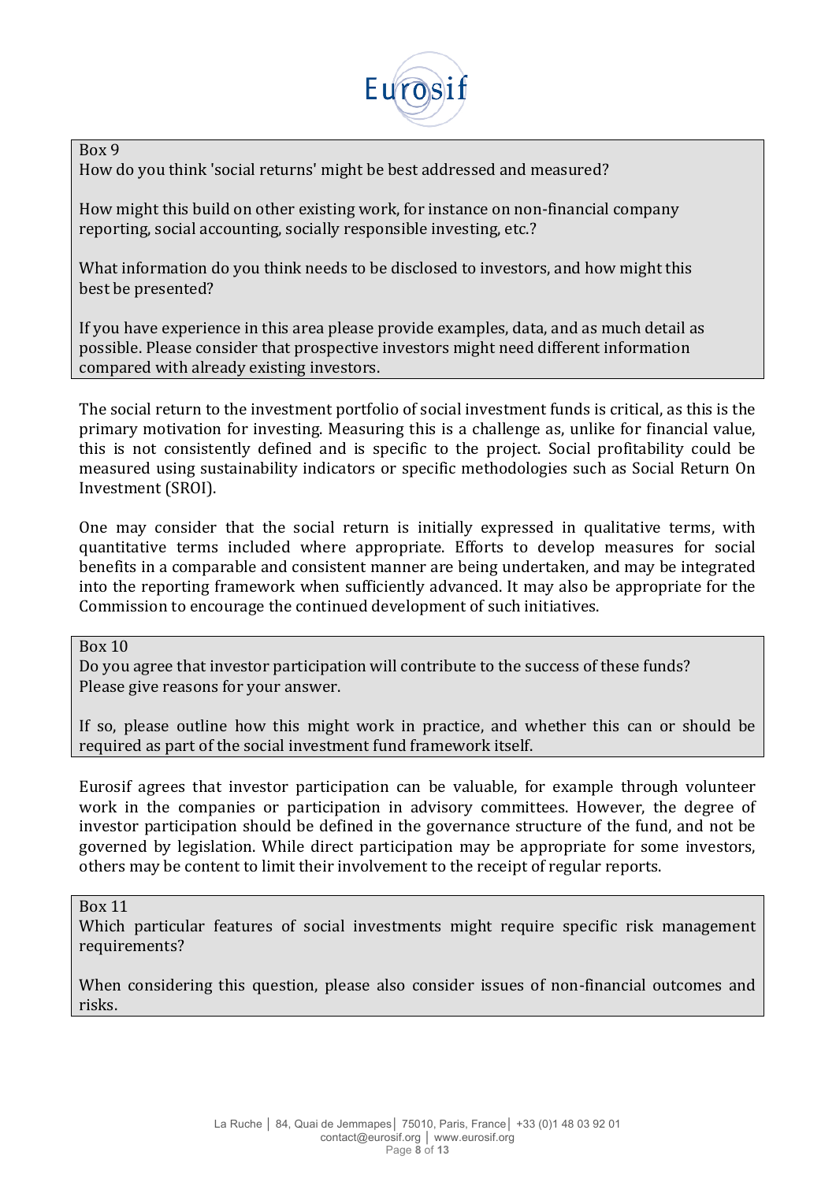Box 9

How do you think 'social returns' might be best addressed and measured?

How might this build on other existing work, for instance on non-financial company reporting, social accounting, socially responsible investing, etc.?

What information do you think needs to be disclosed to investors, and how might this best be presented?

If you have experience in this area please provide examples, data, and as much detail as possible. Please consider that prospective investors might need different information compared with already existing investors.

The social return to the investment portfolio of social investment funds is critical, as this is the primary motivation for investing. Measuring this is a challenge as, unlike for financial value, this is not consistently defined and is specific to the project. Social profitability could be measured using sustainability indicators or specific methodologies such as Social Return On Investment (SROI).

One may consider that the social return is initially expressed in qualitative terms, with quantitative terms included where appropriate. Efforts to develop measures for social benefits in a comparable and consistent manner are being undertaken, and may be integrated into the reporting framework when sufficiently advanced. It may also be appropriate for the Commission to encourage the continued development of such initiatives.

Box 10

Do you agree that investor participation will contribute to the success of these funds? Please give reasons for your answer.

If so, please outline how this might work in practice, and whether this can or should be required as part of the social investment fund framework itself.

Eurosif agrees that investor participation can be valuable, for example through volunteer work in the companies or participation in advisory committees. However, the degree of investor participation should be defined in the governance structure of the fund, and not be governed by legislation. While direct participation may be appropriate for some investors, others may be content to limit their involvement to the receipt of regular reports.

Box 11

Which particular features of social investments might require specific risk management requirements?

When considering this question, please also consider issues of non-financial outcomes and risks.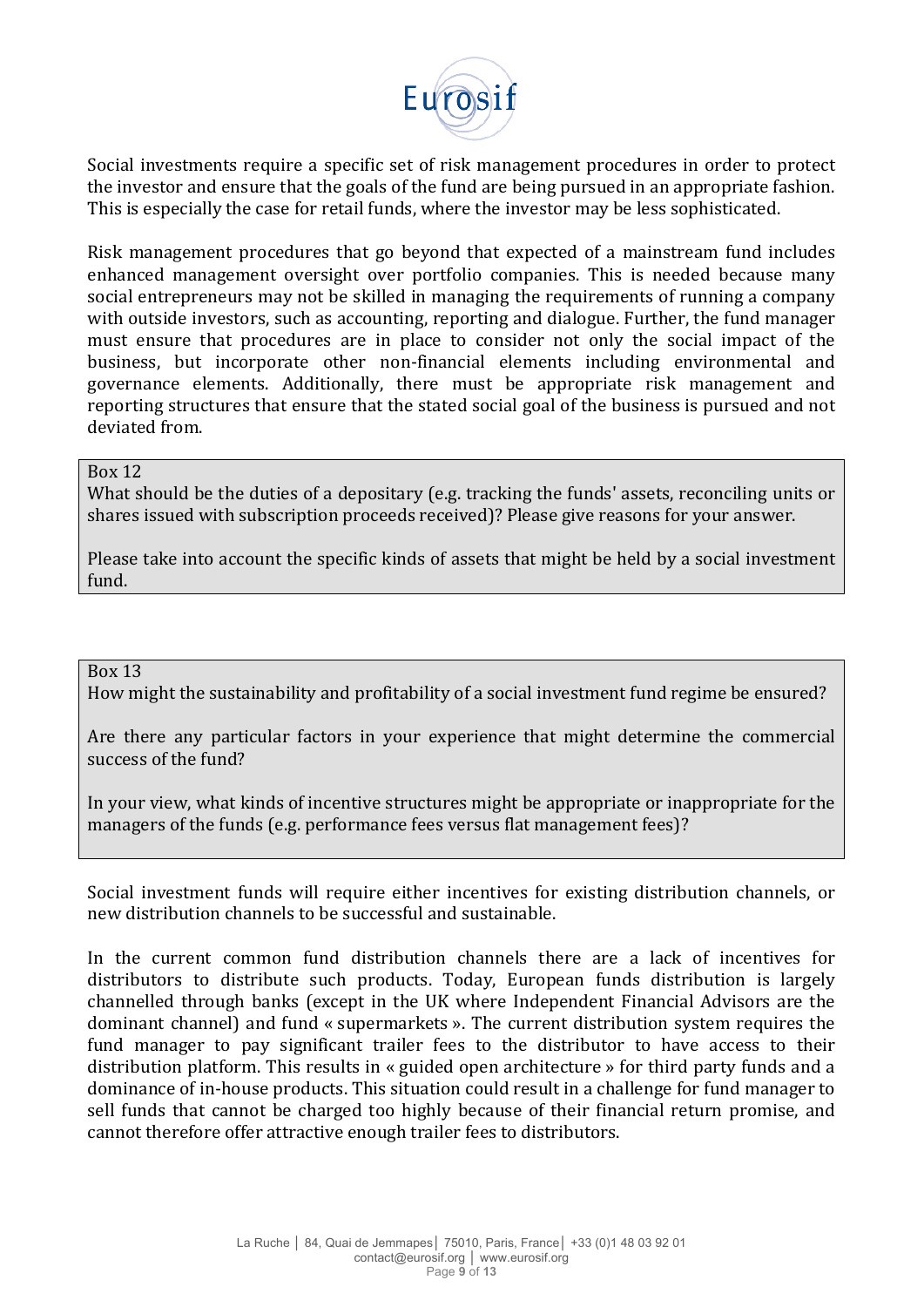Social investments require a specific set of risk management procedures in order to protect the investor and ensure that the goals of the fund are being pursued in an appropriate fashion. This is especially the case for retail funds, where the investor may be less sophisticated.

Risk management procedures that go beyond that expected of a mainstream fund includes enhanced management oversight over portfolio companies. This is needed because many social entrepreneurs may not be skilled in managing the requirements of running a company with outside investors, such as accounting, reporting and dialogue. Further, the fund manager must ensure that procedures are in place to consider not only the social impact of the business, but incorporate other non-financial elements including environmental and governance elements. Additionally, there must be appropriate risk management and reporting structures that ensure that the stated social goal of the business is pursued and not deviated from.

> Box 12
>
> What should be the duties of a depositary (e.g. tracking the funds' assets, reconciling units or shares issued with subscription proceeds received)? Please give reasons for your answer.
>
> Please take into account the specific kinds of assets that might be held by a social investment fund.

> Box 13
>
> How might the sustainability and profitability of a social investment fund regime be ensured?
>
> Are there any particular factors in your experience that might determine the commercial success of the fund?
>
> In your view, what kinds of incentive structures might be appropriate or inappropriate for the managers of the funds (e.g. performance fees versus flat management fees)?

Social investment funds will require either incentives for existing distribution channels, or new distribution channels to be successful and sustainable.

In the current common fund distribution channels there are a lack of incentives for distributors to distribute such products. Today, European funds distribution is largely channelled through banks (except in the UK where Independent Financial Advisors are the dominant channel) and fund « supermarkets ». The current distribution system requires the fund manager to pay significant trailer fees to the distributor to have access to their distribution platform. This results in « guided open architecture » for third party funds and a dominance of in-house products. This situation could result in a challenge for fund manager to sell funds that cannot be charged too highly because of their financial return promise, and cannot therefore offer attractive enough trailer fees to distributors.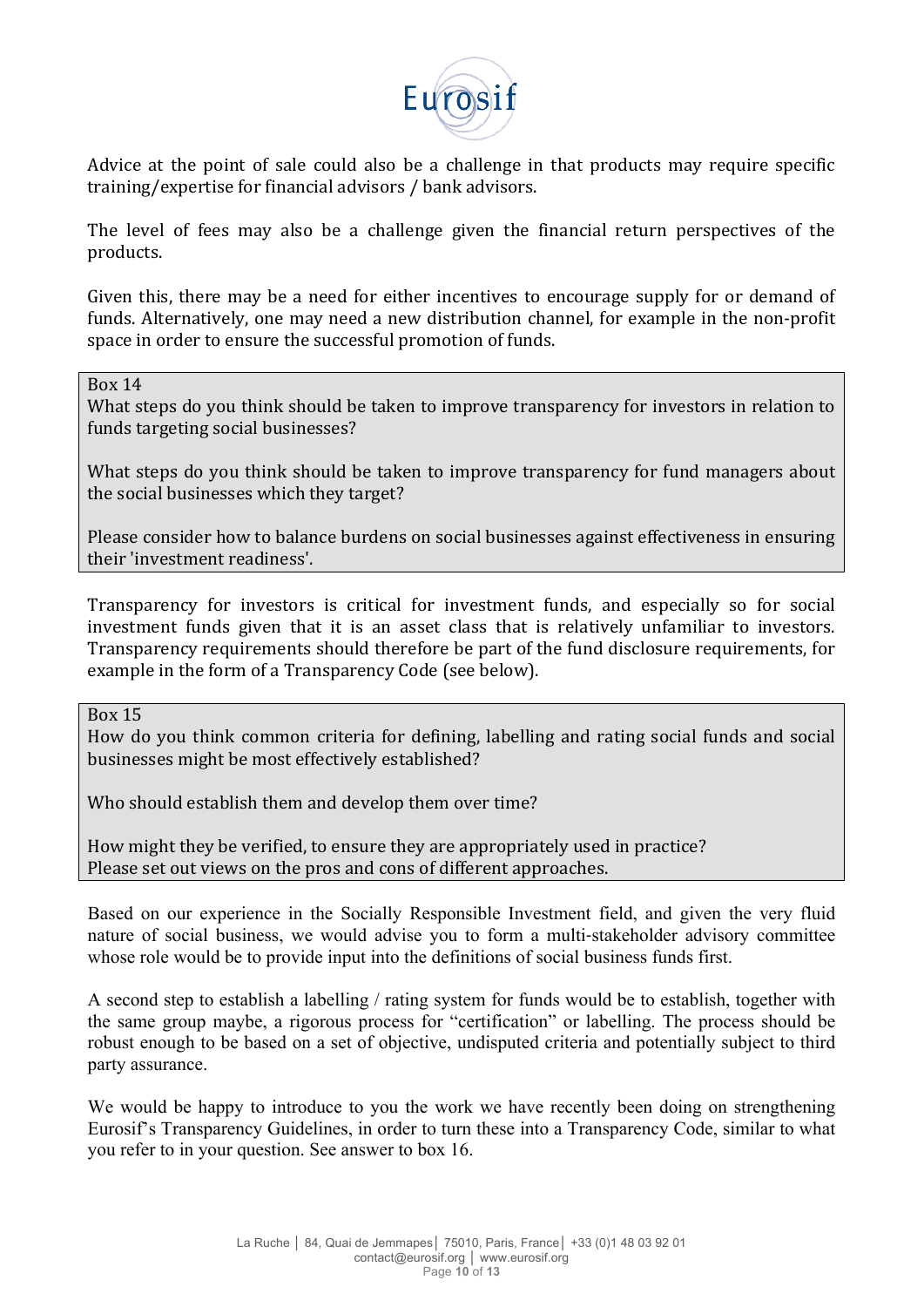Advice at the point of sale could also be a challenge in that products may require specific training/expertise for financial advisors / bank advisors.

The level of fees may also be a challenge given the financial return perspectives of the products.

Given this, there may be a need for either incentives to encourage supply for or demand of funds. Alternatively, one may need a new distribution channel, for example in the non-profit space in order to ensure the successful promotion of funds.

> Box 14
>
> What steps do you think should be taken to improve transparency for investors in relation to funds targeting social businesses?
>
> What steps do you think should be taken to improve transparency for fund managers about the social businesses which they target?
>
> Please consider how to balance burdens on social businesses against effectiveness in ensuring their 'investment readiness'.

Transparency for investors is critical for investment funds, and especially so for social investment funds given that it is an asset class that is relatively unfamiliar to investors. Transparency requirements should therefore be part of the fund disclosure requirements, for example in the form of a Transparency Code (see below).

> Box 15
>
> How do you think common criteria for defining, labelling and rating social funds and social businesses might be most effectively established?
>
> Who should establish them and develop them over time?
>
> How might they be verified, to ensure they are appropriately used in practice?
> Please set out views on the pros and cons of different approaches.

Based on our experience in the Socially Responsible Investment field, and given the very fluid nature of social business, we would advise you to form a multi-stakeholder advisory committee whose role would be to provide input into the definitions of social business funds first.

A second step to establish a labelling / rating system for funds would be to establish, together with the same group maybe, a rigorous process for "certification" or labelling. The process should be robust enough to be based on a set of objective, undisputed criteria and potentially subject to third party assurance.

We would be happy to introduce to you the work we have recently been doing on strengthening Eurosif's Transparency Guidelines, in order to turn these into a Transparency Code, similar to what you refer to in your question. See answer to box 16.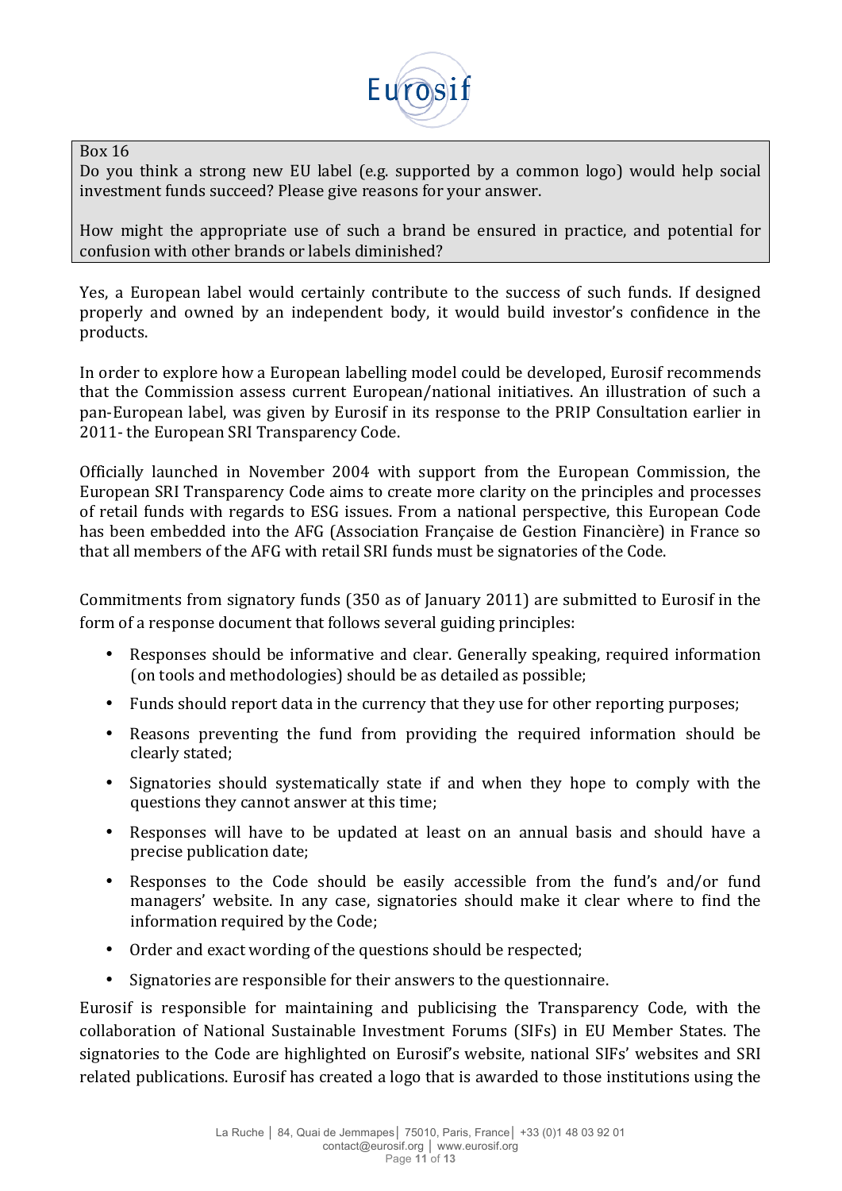Box 16

Do you think a strong new EU label (e.g. supported by a common logo) would help social investment funds succeed? Please give reasons for your answer.

How might the appropriate use of such a brand be ensured in practice, and potential for confusion with other brands or labels diminished?

Yes, a European label would certainly contribute to the success of such funds. If designed properly and owned by an independent body, it would build investor's confidence in the products.

In order to explore how a European labelling model could be developed, Eurosif recommends that the Commission assess current European/national initiatives. An illustration of such a pan-European label, was given by Eurosif in its response to the PRIP Consultation earlier in 2011- the European SRI Transparency Code.

Officially launched in November 2004 with support from the European Commission, the European SRI Transparency Code aims to create more clarity on the principles and processes of retail funds with regards to ESG issues. From a national perspective, this European Code has been embedded into the AFG (Association Française de Gestion Financière) in France so that all members of the AFG with retail SRI funds must be signatories of the Code.

Commitments from signatory funds (350 as of January 2011) are submitted to Eurosif in the form of a response document that follows several guiding principles:

- Responses should be informative and clear. Generally speaking, required information (on tools and methodologies) should be as detailed as possible;
- Funds should report data in the currency that they use for other reporting purposes;
- Reasons preventing the fund from providing the required information should be clearly stated;
- Signatories should systematically state if and when they hope to comply with the questions they cannot answer at this time;
- Responses will have to be updated at least on an annual basis and should have a precise publication date;
- Responses to the Code should be easily accessible from the fund's and/or fund managers' website. In any case, signatories should make it clear where to find the information required by the Code;
- Order and exact wording of the questions should be respected;
- Signatories are responsible for their answers to the questionnaire.

Eurosif is responsible for maintaining and publicising the Transparency Code, with the collaboration of National Sustainable Investment Forums (SIFs) in EU Member States. The signatories to the Code are highlighted on Eurosif's website, national SIFs' websites and SRI related publications. Eurosif has created a logo that is awarded to those institutions using the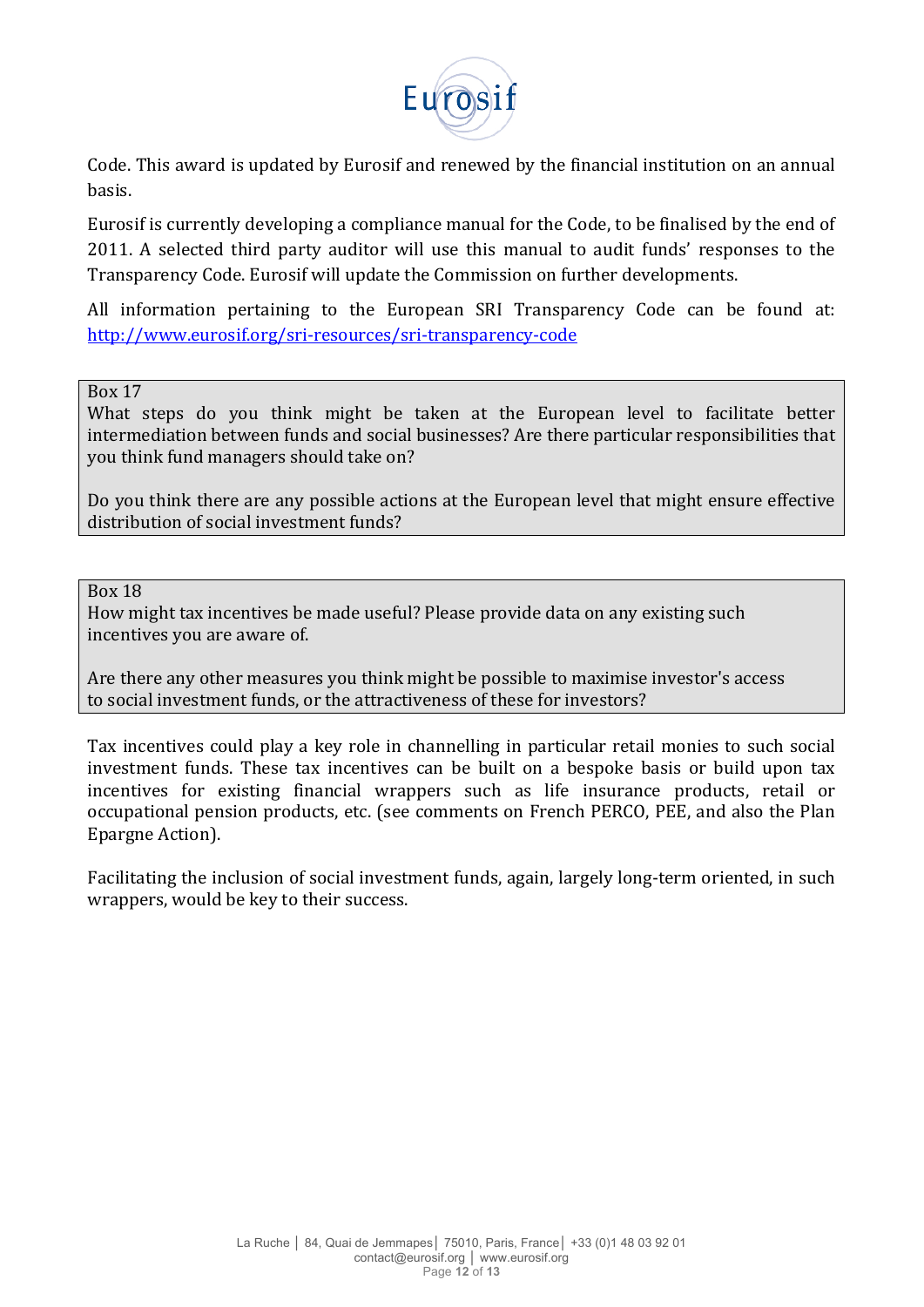Code. This award is updated by Eurosif and renewed by the financial institution on an annual basis.

Eurosif is currently developing a compliance manual for the Code, to be finalised by the end of 2011. A selected third party auditor will use this manual to audit funds' responses to the Transparency Code. Eurosif will update the Commission on further developments.

All information pertaining to the European SRI Transparency Code can be found at: http://www.eurosif.org/sri-resources/sri-transparency-code

> Box 17
> What steps do you think might be taken at the European level to facilitate better intermediation between funds and social businesses? Are there particular responsibilities that you think fund managers should take on?
>
> Do you think there are any possible actions at the European level that might ensure effective distribution of social investment funds?

> Box 18
> How might tax incentives be made useful? Please provide data on any existing such incentives you are aware of.
>
> Are there any other measures you think might be possible to maximise investor's access to social investment funds, or the attractiveness of these for investors?

Tax incentives could play a key role in channelling in particular retail monies to such social investment funds. These tax incentives can be built on a bespoke basis or build upon tax incentives for existing financial wrappers such as life insurance products, retail or occupational pension products, etc. (see comments on French PERCO, PEE, and also the Plan Epargne Action).

Facilitating the inclusion of social investment funds, again, largely long-term oriented, in such wrappers, would be key to their success.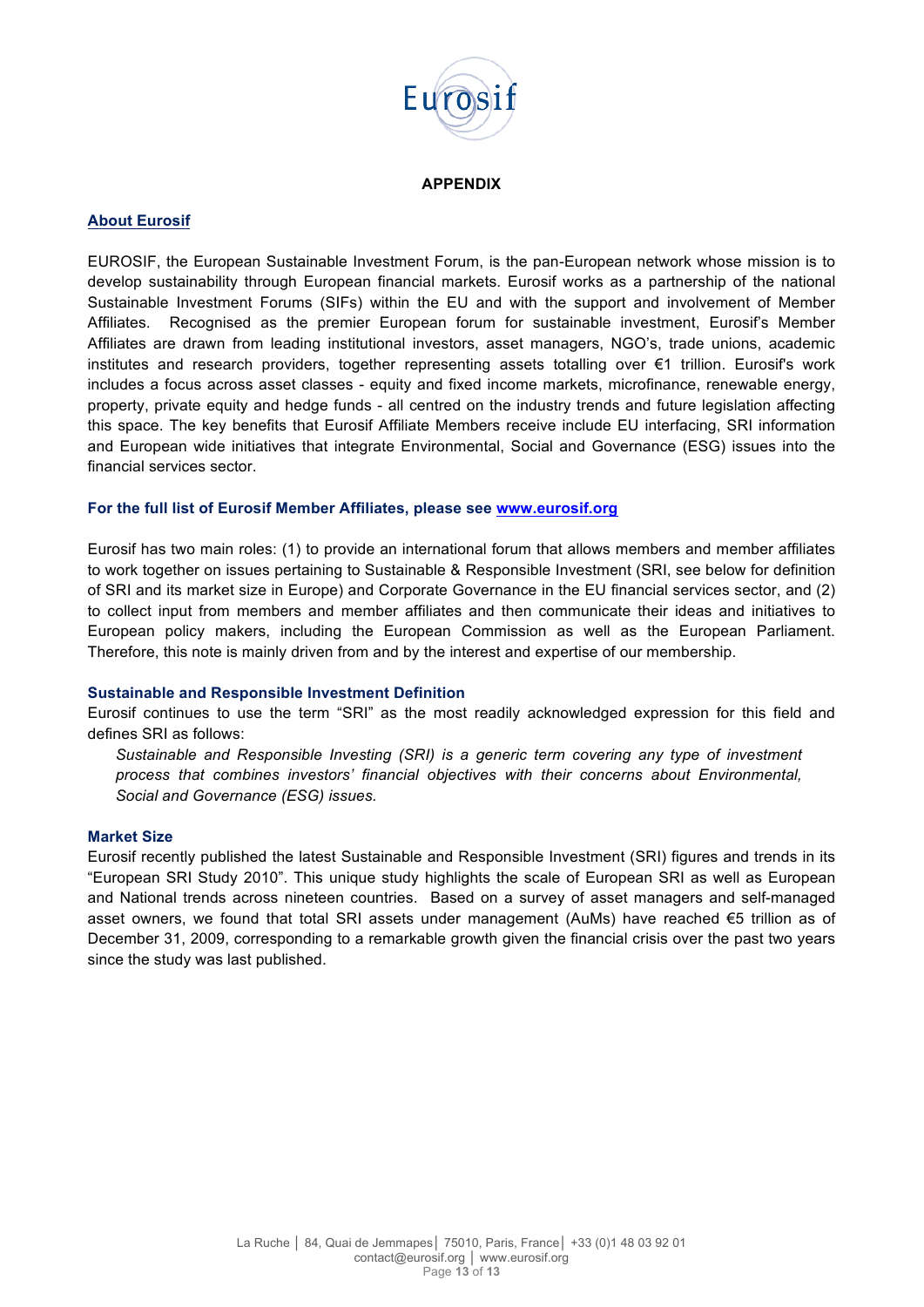**APPENDIX**

## About Eurosif

EUROSIF, the European Sustainable Investment Forum, is the pan-European network whose mission is to develop sustainability through European financial markets. Eurosif works as a partnership of the national Sustainable Investment Forums (SIFs) within the EU and with the support and involvement of Member Affiliates. Recognised as the premier European forum for sustainable investment, Eurosif's Member Affiliates are drawn from leading institutional investors, asset managers, NGO's, trade unions, academic institutes and research providers, together representing assets totalling over €1 trillion. Eurosif's work includes a focus across asset classes - equity and fixed income markets, microfinance, renewable energy, property, private equity and hedge funds - all centred on the industry trends and future legislation affecting this space. The key benefits that Eurosif Affiliate Members receive include EU interfacing, SRI information and European wide initiatives that integrate Environmental, Social and Governance (ESG) issues into the financial services sector.

**For the full list of Eurosif Member Affiliates, please see www.eurosif.org**

Eurosif has two main roles: (1) to provide an international forum that allows members and member affiliates to work together on issues pertaining to Sustainable & Responsible Investment (SRI, see below for definition of SRI and its market size in Europe) and Corporate Governance in the EU financial services sector, and (2) to collect input from members and member affiliates and then communicate their ideas and initiatives to European policy makers, including the European Commission as well as the European Parliament. Therefore, this note is mainly driven from and by the interest and expertise of our membership.

### Sustainable and Responsible Investment Definition

Eurosif continues to use the term "SRI" as the most readily acknowledged expression for this field and defines SRI as follows:

> *Sustainable and Responsible Investing (SRI) is a generic term covering any type of investment process that combines investors' financial objectives with their concerns about Environmental, Social and Governance (ESG) issues.*

### Market Size

Eurosif recently published the latest Sustainable and Responsible Investment (SRI) figures and trends in its "European SRI Study 2010". This unique study highlights the scale of European SRI as well as European and National trends across nineteen countries. Based on a survey of asset managers and self-managed asset owners, we found that total SRI assets under management (AuMs) have reached €5 trillion as of December 31, 2009, corresponding to a remarkable growth given the financial crisis over the past two years since the study was last published.

La Ruche | 84, Quai de Jemmapes | 75010, Paris, France | +33 (0)1 48 03 92 01
contact@eurosif.org | www.eurosif.org